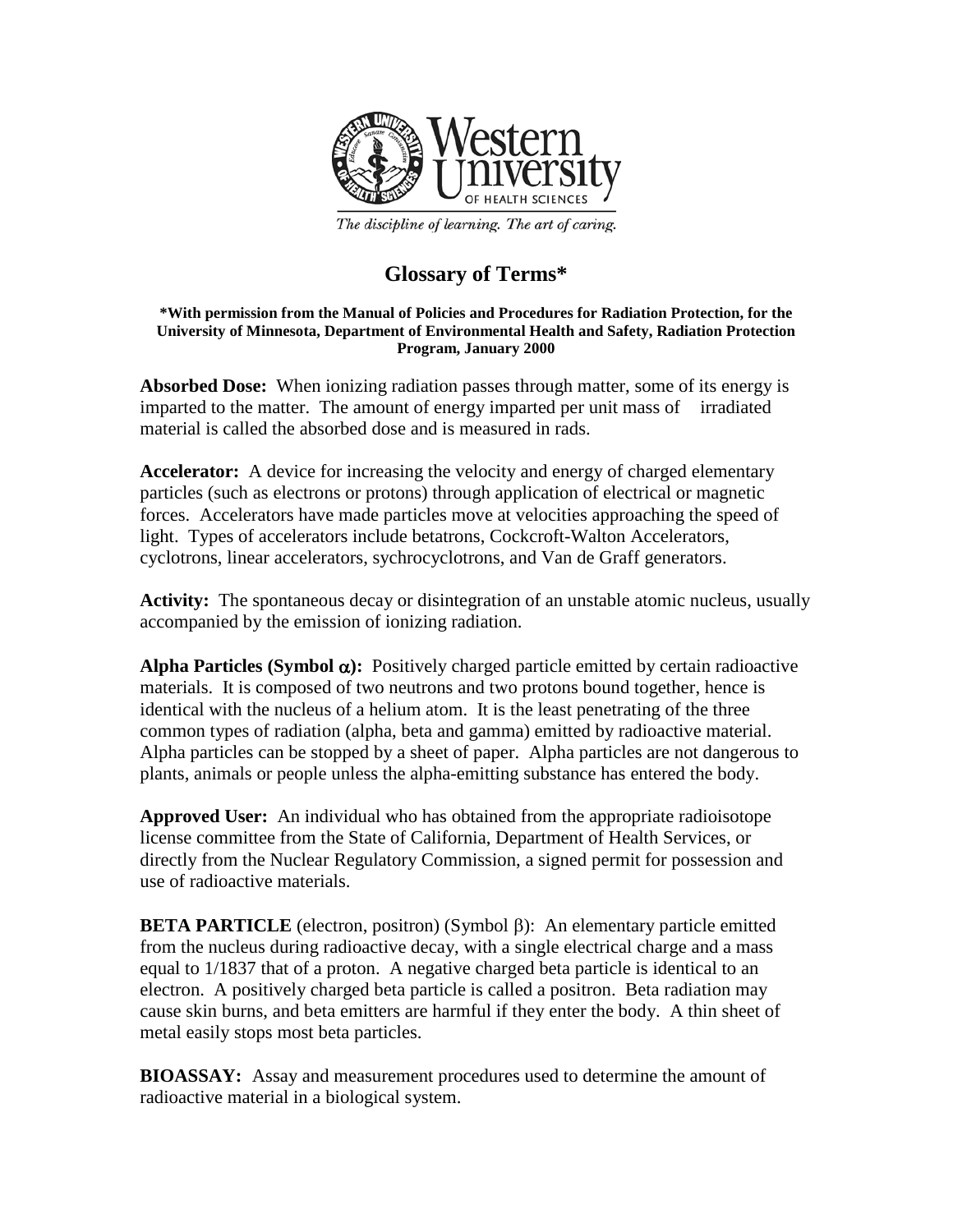Western University OF HEALTH SCIENCES

*The discipline of learning. The art of caring.*

# Glossary of Terms*

**\*With permission from the Manual of Policies and Procedures for Radiation Protection, for the University of Minnesota, Department of Environmental Health and Safety, Radiation Protection Program, January 2000**

**Absorbed Dose:** When ionizing radiation passes through matter, some of its energy is imparted to the matter. The amount of energy imparted per unit mass of irradiated material is called the absorbed dose and is measured in rads.

**Accelerator:** A device for increasing the velocity and energy of charged elementary particles (such as electrons or protons) through application of electrical or magnetic forces. Accelerators have made particles move at velocities approaching the speed of light. Types of accelerators include betatrons, Cockcroft-Walton Accelerators, cyclotrons, linear accelerators, sychrocyclotrons, and Van de Graff generators.

**Activity:** The spontaneous decay or disintegration of an unstable atomic nucleus, usually accompanied by the emission of ionizing radiation.

**Alpha Particles (Symbol $\alpha$):** Positively charged particle emitted by certain radioactive materials. It is composed of two neutrons and two protons bound together, hence is identical with the nucleus of a helium atom. It is the least penetrating of the three common types of radiation (alpha, beta and gamma) emitted by radioactive material. Alpha particles can be stopped by a sheet of paper. Alpha particles are not dangerous to plants, animals or people unless the alpha-emitting substance has entered the body.

**Approved User:** An individual who has obtained from the appropriate radioisotope license committee from the State of California, Department of Health Services, or directly from the Nuclear Regulatory Commission, a signed permit for possession and use of radioactive materials.

**BETA PARTICLE** (electron, positron) (Symbol $\beta$): An elementary particle emitted from the nucleus during radioactive decay, with a single electrical charge and a mass equal to 1/1837 that of a proton. A negative charged beta particle is identical to an electron. A positively charged beta particle is called a positron. Beta radiation may cause skin burns, and beta emitters are harmful if they enter the body. A thin sheet of metal easily stops most beta particles.

**BIOASSAY:** Assay and measurement procedures used to determine the amount of radioactive material in a biological system.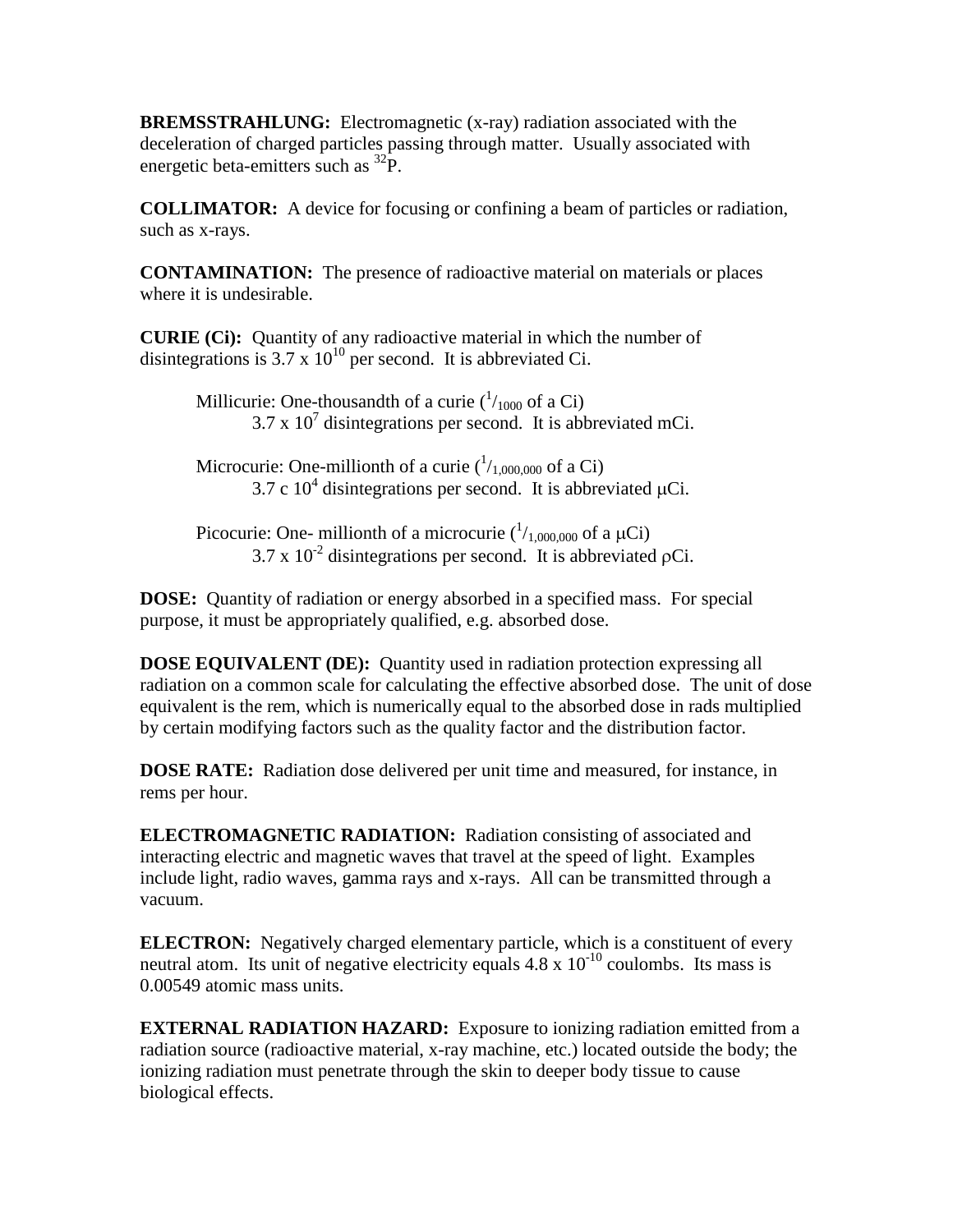**BREMSSTRAHLUNG:** Electromagnetic (x-ray) radiation associated with the deceleration of charged particles passing through matter. Usually associated with energetic beta-emitters such as $^{32}P$.

**COLLIMATOR:** A device for focusing or confining a beam of particles or radiation, such as x-rays.

**CONTAMINATION:** The presence of radioactive material on materials or places where it is undesirable.

**CURIE (Ci):** Quantity of any radioactive material in which the number of disintegrations is $3.7 \times 10^{10}$ per second. It is abbreviated Ci.

> Millicurie: One-thousandth of a curie ($^{1}/_{1000}$ of a Ci)
> $3.7 \times 10^{7}$ disintegrations per second. It is abbreviated mCi.
>
> Microcurie: One-millionth of a curie ($^{1}/_{1,000,000}$ of a Ci)
> 3.7 c $10^{4}$ disintegrations per second. It is abbreviated μCi.
>
> Picocurie: One- millionth of a microcurie ($^{1}/_{1,000,000}$ of a μCi)
> $3.7 \times 10^{-2}$ disintegrations per second. It is abbreviated ρCi.

**DOSE:** Quantity of radiation or energy absorbed in a specified mass. For special purpose, it must be appropriately qualified, e.g. absorbed dose.

**DOSE EQUIVALENT (DE):** Quantity used in radiation protection expressing all radiation on a common scale for calculating the effective absorbed dose. The unit of dose equivalent is the rem, which is numerically equal to the absorbed dose in rads multiplied by certain modifying factors such as the quality factor and the distribution factor.

**DOSE RATE:** Radiation dose delivered per unit time and measured, for instance, in rems per hour.

**ELECTROMAGNETIC RADIATION:** Radiation consisting of associated and interacting electric and magnetic waves that travel at the speed of light. Examples include light, radio waves, gamma rays and x-rays. All can be transmitted through a vacuum.

**ELECTRON:** Negatively charged elementary particle, which is a constituent of every neutral atom. Its unit of negative electricity equals $4.8 \times 10^{-10}$ coulombs. Its mass is 0.00549 atomic mass units.

**EXTERNAL RADIATION HAZARD:** Exposure to ionizing radiation emitted from a radiation source (radioactive material, x-ray machine, etc.) located outside the body; the ionizing radiation must penetrate through the skin to deeper body tissue to cause biological effects.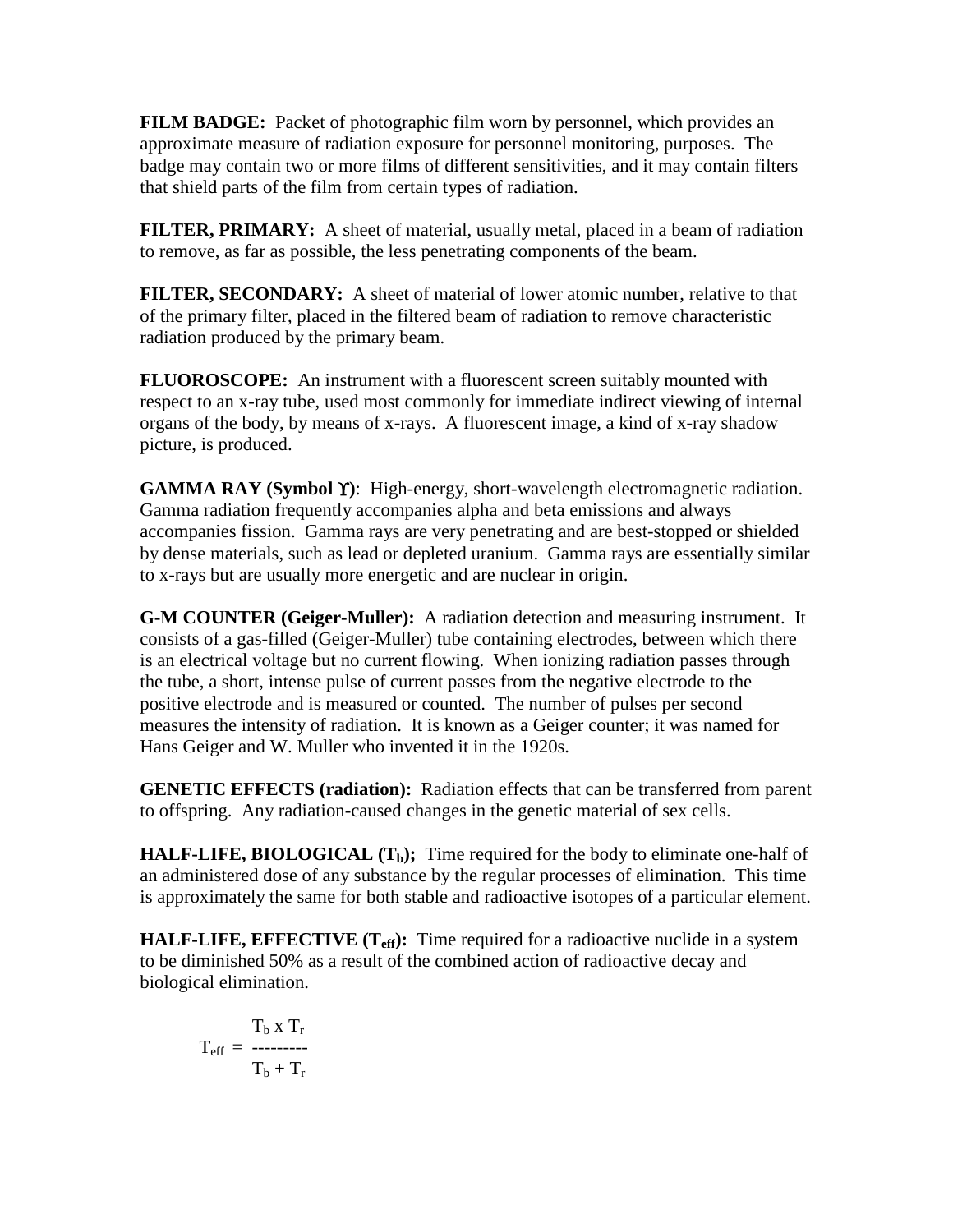**FILM BADGE:** Packet of photographic film worn by personnel, which provides an approximate measure of radiation exposure for personnel monitoring, purposes. The badge may contain two or more films of different sensitivities, and it may contain filters that shield parts of the film from certain types of radiation.

**FILTER, PRIMARY:** A sheet of material, usually metal, placed in a beam of radiation to remove, as far as possible, the less penetrating components of the beam.

**FILTER, SECONDARY:** A sheet of material of lower atomic number, relative to that of the primary filter, placed in the filtered beam of radiation to remove characteristic radiation produced by the primary beam.

**FLUOROSCOPE:** An instrument with a fluorescent screen suitably mounted with respect to an x-ray tube, used most commonly for immediate indirect viewing of internal organs of the body, by means of x-rays. A fluorescent image, a kind of x-ray shadow picture, is produced.

**GAMMA RAY (Symbol ϒ)**: High-energy, short-wavelength electromagnetic radiation. Gamma radiation frequently accompanies alpha and beta emissions and always accompanies fission. Gamma rays are very penetrating and are best-stopped or shielded by dense materials, such as lead or depleted uranium. Gamma rays are essentially similar to x-rays but are usually more energetic and are nuclear in origin.

**G-M COUNTER (Geiger-Muller):** A radiation detection and measuring instrument. It consists of a gas-filled (Geiger-Muller) tube containing electrodes, between which there is an electrical voltage but no current flowing. When ionizing radiation passes through the tube, a short, intense pulse of current passes from the negative electrode to the positive electrode and is measured or counted. The number of pulses per second measures the intensity of radiation. It is known as a Geiger counter; it was named for Hans Geiger and W. Muller who invented it in the 1920s.

**GENETIC EFFECTS (radiation):** Radiation effects that can be transferred from parent to offspring. Any radiation-caused changes in the genetic material of sex cells.

**HALF-LIFE, BIOLOGICAL ($T_b$);** Time required for the body to eliminate one-half of an administered dose of any substance by the regular processes of elimination. This time is approximately the same for both stable and radioactive isotopes of a particular element.

**HALF-LIFE, EFFECTIVE ($T_{eff}$):** Time required for a radioactive nuclide in a system to be diminished 50% as a result of the combined action of radioactive decay and biological elimination.

$$T_{eff} = \frac{T_b \times T_r}{T_b + T_r}$$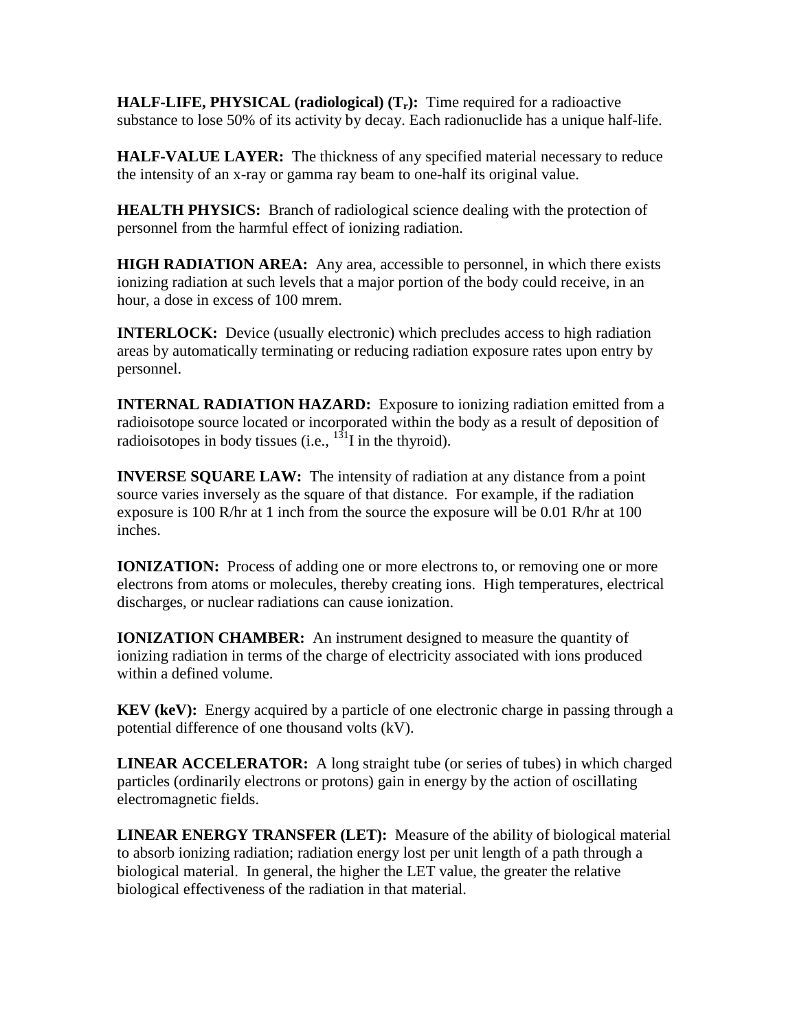**HALF-LIFE, PHYSICAL (radiological) ($T_r$):** Time required for a radioactive substance to lose 50% of its activity by decay. Each radionuclide has a unique half-life.

**HALF-VALUE LAYER:** The thickness of any specified material necessary to reduce the intensity of an x-ray or gamma ray beam to one-half its original value.

**HEALTH PHYSICS:** Branch of radiological science dealing with the protection of personnel from the harmful effect of ionizing radiation.

**HIGH RADIATION AREA:** Any area, accessible to personnel, in which there exists ionizing radiation at such levels that a major portion of the body could receive, in an hour, a dose in excess of 100 mrem.

**INTERLOCK:** Device (usually electronic) which precludes access to high radiation areas by automatically terminating or reducing radiation exposure rates upon entry by personnel.

**INTERNAL RADIATION HAZARD:** Exposure to ionizing radiation emitted from a radioisotope source located or incorporated within the body as a result of deposition of radioisotopes in body tissues (i.e., $^{131}I$ in the thyroid).

**INVERSE SQUARE LAW:** The intensity of radiation at any distance from a point source varies inversely as the square of that distance. For example, if the radiation exposure is 100 R/hr at 1 inch from the source the exposure will be 0.01 R/hr at 100 inches.

**IONIZATION:** Process of adding one or more electrons to, or removing one or more electrons from atoms or molecules, thereby creating ions. High temperatures, electrical discharges, or nuclear radiations can cause ionization.

**IONIZATION CHAMBER:** An instrument designed to measure the quantity of ionizing radiation in terms of the charge of electricity associated with ions produced within a defined volume.

**KEV (keV):** Energy acquired by a particle of one electronic charge in passing through a potential difference of one thousand volts (kV).

**LINEAR ACCELERATOR:** A long straight tube (or series of tubes) in which charged particles (ordinarily electrons or protons) gain in energy by the action of oscillating electromagnetic fields.

**LINEAR ENERGY TRANSFER (LET):** Measure of the ability of biological material to absorb ionizing radiation; radiation energy lost per unit length of a path through a biological material. In general, the higher the LET value, the greater the relative biological effectiveness of the radiation in that material.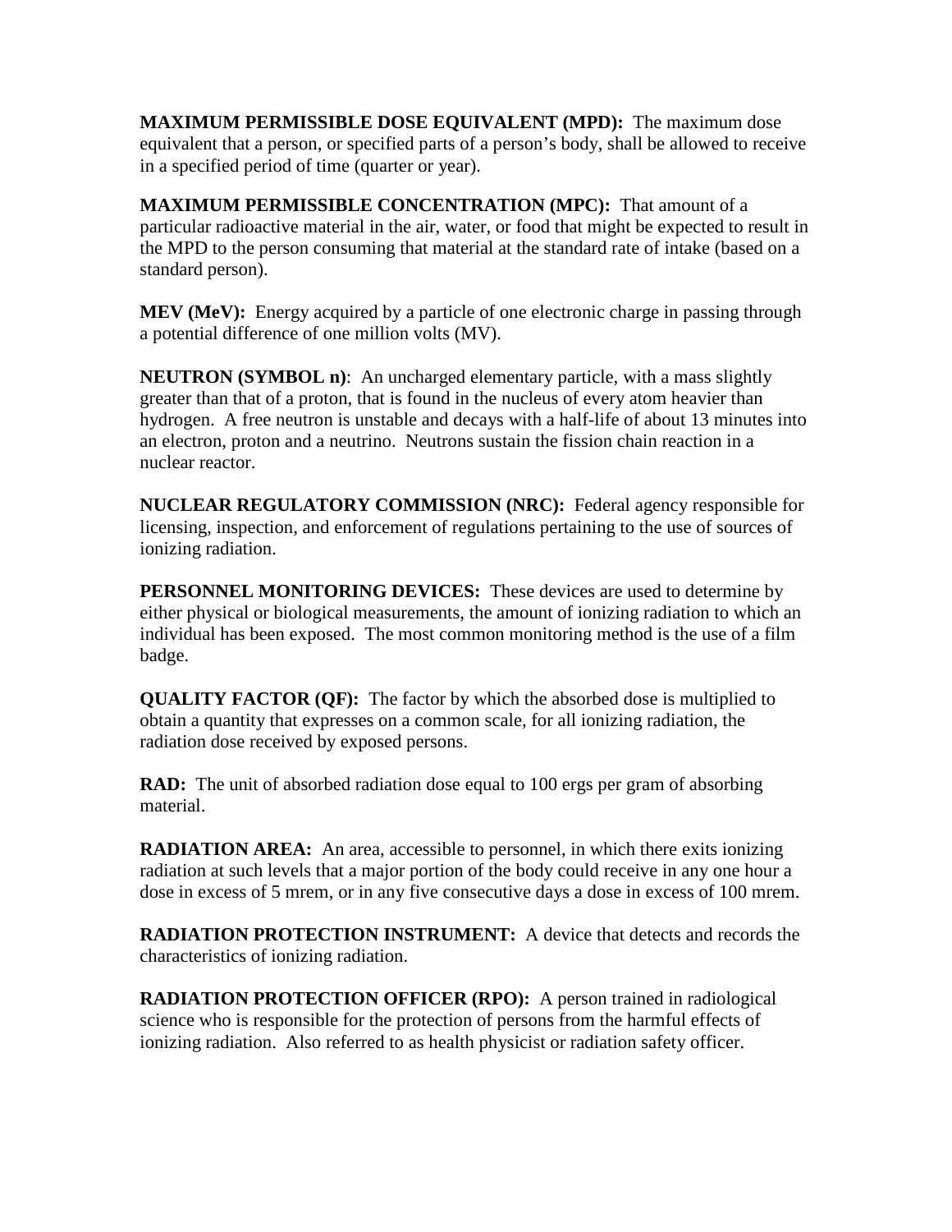**MAXIMUM PERMISSIBLE DOSE EQUIVALENT (MPD):** The maximum dose equivalent that a person, or specified parts of a person's body, shall be allowed to receive in a specified period of time (quarter or year).

**MAXIMUM PERMISSIBLE CONCENTRATION (MPC):** That amount of a particular radioactive material in the air, water, or food that might be expected to result in the MPD to the person consuming that material at the standard rate of intake (based on a standard person).

**MEV (MeV):** Energy acquired by a particle of one electronic charge in passing through a potential difference of one million volts (MV).

**NEUTRON (SYMBOL n)**: An uncharged elementary particle, with a mass slightly greater than that of a proton, that is found in the nucleus of every atom heavier than hydrogen. A free neutron is unstable and decays with a half-life of about 13 minutes into an electron, proton and a neutrino. Neutrons sustain the fission chain reaction in a nuclear reactor.

**NUCLEAR REGULATORY COMMISSION (NRC):** Federal agency responsible for licensing, inspection, and enforcement of regulations pertaining to the use of sources of ionizing radiation.

**PERSONNEL MONITORING DEVICES:** These devices are used to determine by either physical or biological measurements, the amount of ionizing radiation to which an individual has been exposed. The most common monitoring method is the use of a film badge.

**QUALITY FACTOR (QF):** The factor by which the absorbed dose is multiplied to obtain a quantity that expresses on a common scale, for all ionizing radiation, the radiation dose received by exposed persons.

**RAD:** The unit of absorbed radiation dose equal to 100 ergs per gram of absorbing material.

**RADIATION AREA:** An area, accessible to personnel, in which there exits ionizing radiation at such levels that a major portion of the body could receive in any one hour a dose in excess of 5 mrem, or in any five consecutive days a dose in excess of 100 mrem.

**RADIATION PROTECTION INSTRUMENT:** A device that detects and records the characteristics of ionizing radiation.

**RADIATION PROTECTION OFFICER (RPO):** A person trained in radiological science who is responsible for the protection of persons from the harmful effects of ionizing radiation. Also referred to as health physicist or radiation safety officer.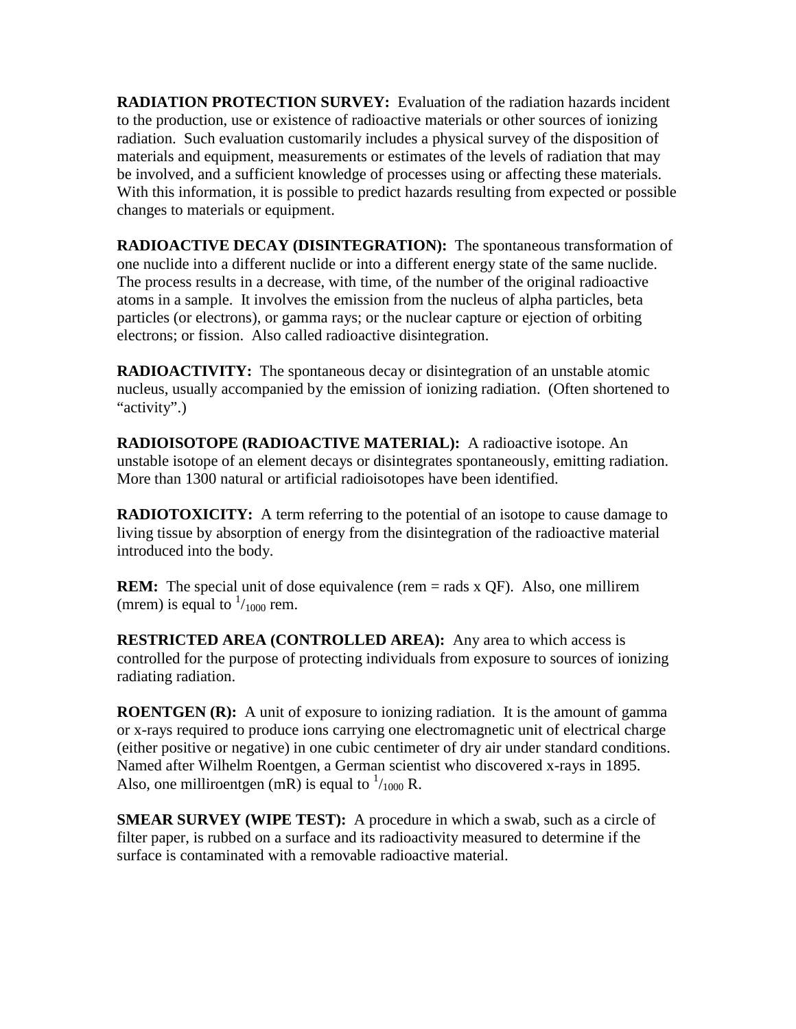**RADIATION PROTECTION SURVEY:** Evaluation of the radiation hazards incident to the production, use or existence of radioactive materials or other sources of ionizing radiation. Such evaluation customarily includes a physical survey of the disposition of materials and equipment, measurements or estimates of the levels of radiation that may be involved, and a sufficient knowledge of processes using or affecting these materials. With this information, it is possible to predict hazards resulting from expected or possible changes to materials or equipment.

**RADIOACTIVE DECAY (DISINTEGRATION):** The spontaneous transformation of one nuclide into a different nuclide or into a different energy state of the same nuclide. The process results in a decrease, with time, of the number of the original radioactive atoms in a sample. It involves the emission from the nucleus of alpha particles, beta particles (or electrons), or gamma rays; or the nuclear capture or ejection of orbiting electrons; or fission. Also called radioactive disintegration.

**RADIOACTIVITY:** The spontaneous decay or disintegration of an unstable atomic nucleus, usually accompanied by the emission of ionizing radiation. (Often shortened to "activity".)

**RADIOISOTOPE (RADIOACTIVE MATERIAL):** A radioactive isotope. An unstable isotope of an element decays or disintegrates spontaneously, emitting radiation. More than 1300 natural or artificial radioisotopes have been identified.

**RADIOTOXICITY:** A term referring to the potential of an isotope to cause damage to living tissue by absorption of energy from the disintegration of the radioactive material introduced into the body.

**REM:** The special unit of dose equivalence (rem = rads x QF). Also, one millirem (mrem) is equal to $^{1}/_{1000}$ rem.

**RESTRICTED AREA (CONTROLLED AREA):** Any area to which access is controlled for the purpose of protecting individuals from exposure to sources of ionizing radiating radiation.

**ROENTGEN (R):** A unit of exposure to ionizing radiation. It is the amount of gamma or x-rays required to produce ions carrying one electromagnetic unit of electrical charge (either positive or negative) in one cubic centimeter of dry air under standard conditions. Named after Wilhelm Roentgen, a German scientist who discovered x-rays in 1895. Also, one milliroentgen (mR) is equal to $^{1}/_{1000}$ R.

**SMEAR SURVEY (WIPE TEST):** A procedure in which a swab, such as a circle of filter paper, is rubbed on a surface and its radioactivity measured to determine if the surface is contaminated with a removable radioactive material.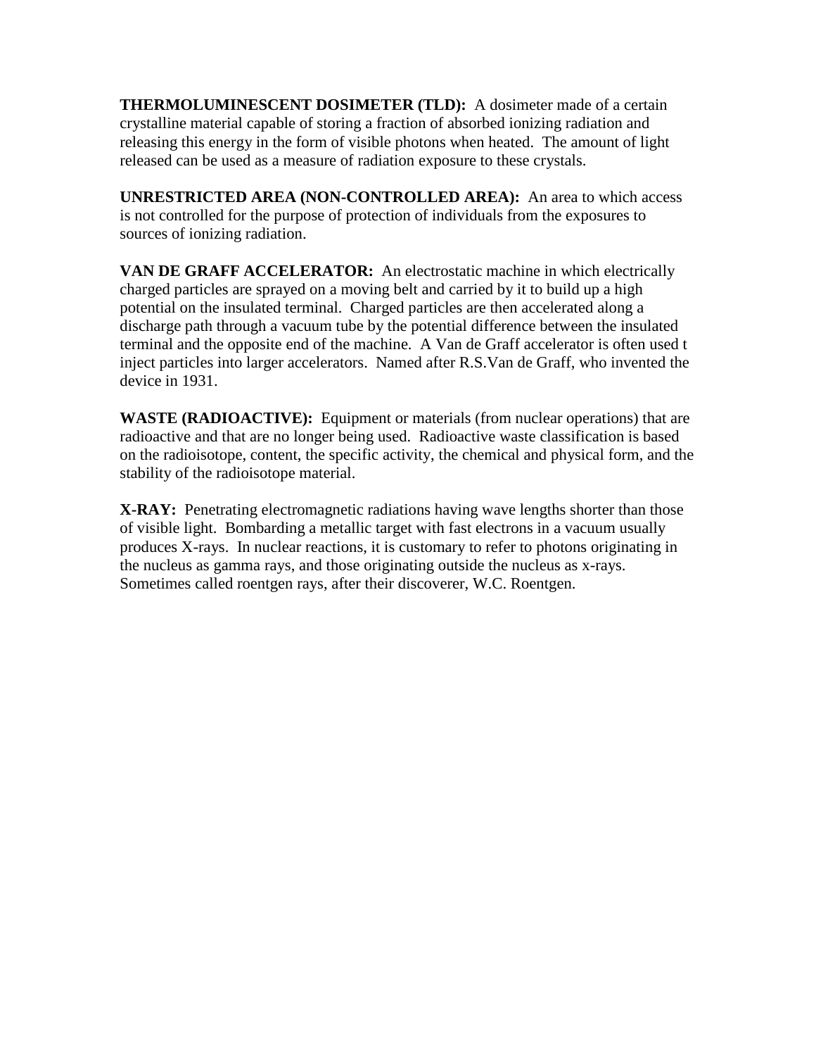**THERMOLUMINESCENT DOSIMETER (TLD):** A dosimeter made of a certain crystalline material capable of storing a fraction of absorbed ionizing radiation and releasing this energy in the form of visible photons when heated. The amount of light released can be used as a measure of radiation exposure to these crystals.

**UNRESTRICTED AREA (NON-CONTROLLED AREA):** An area to which access is not controlled for the purpose of protection of individuals from the exposures to sources of ionizing radiation.

**VAN DE GRAFF ACCELERATOR:** An electrostatic machine in which electrically charged particles are sprayed on a moving belt and carried by it to build up a high potential on the insulated terminal. Charged particles are then accelerated along a discharge path through a vacuum tube by the potential difference between the insulated terminal and the opposite end of the machine. A Van de Graff accelerator is often used t inject particles into larger accelerators. Named after R.S.Van de Graff, who invented the device in 1931.

**WASTE (RADIOACTIVE):** Equipment or materials (from nuclear operations) that are radioactive and that are no longer being used. Radioactive waste classification is based on the radioisotope, content, the specific activity, the chemical and physical form, and the stability of the radioisotope material.

**X-RAY:** Penetrating electromagnetic radiations having wave lengths shorter than those of visible light. Bombarding a metallic target with fast electrons in a vacuum usually produces X-rays. In nuclear reactions, it is customary to refer to photons originating in the nucleus as gamma rays, and those originating outside the nucleus as x-rays. Sometimes called roentgen rays, after their discoverer, W.C. Roentgen.